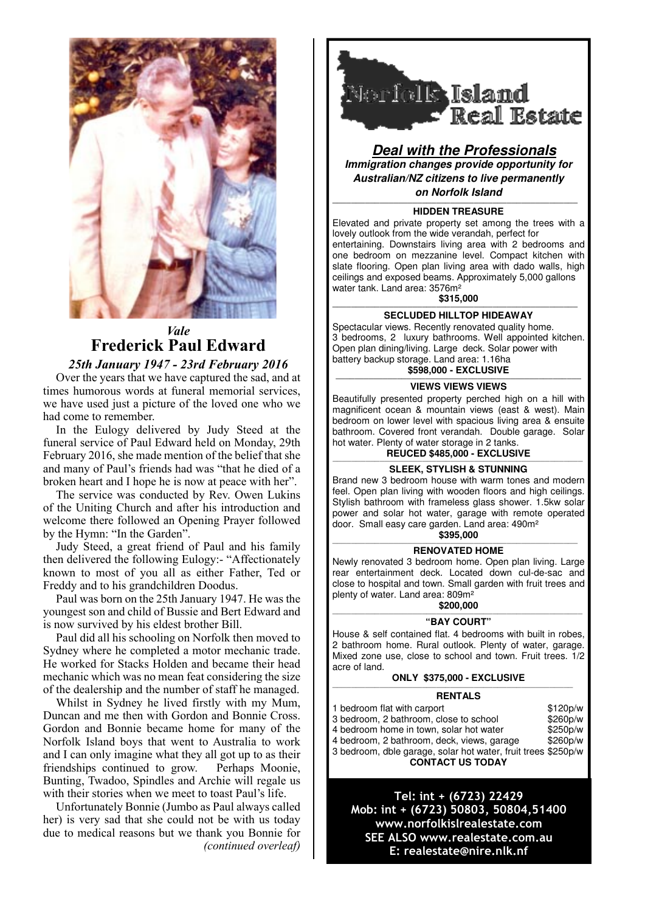*Vale*

# Frederick Paul Edward

*25th January 1947 - 23rd February 2016*

Over the years that we have captured the sad, and at times humorous words at funeral memorial services, we have used just a picture of the loved one who we had come to remember.

In the Eulogy delivered by Judy Steed at the funeral service of Paul Edward held on Monday, 29th February 2016, she made mention of the belief that she and many of Paul's friends had was "that he died of a broken heart and I hope he is now at peace with her".

The service was conducted by Rev. Owen Lukins of the Uniting Church and after his introduction and welcome there followed an Opening Prayer followed by the Hymn: "In the Garden".

Judy Steed, a great friend of Paul and his family then delivered the following Eulogy:- "Affectionately known to most of you all as either Father, Ted or Freddy and to his grandchildren Doodus.

Paul was born on the 25th January 1947. He was the youngest son and child of Bussie and Bert Edward and is now survived by his eldest brother Bill.

Paul did all his schooling on Norfolk then moved to Sydney where he completed a motor mechanic trade. He worked for Stacks Holden and became their head mechanic which was no mean feat considering the size of the dealership and the number of staff he managed.

Whilst in Sydney he lived firstly with my Mum, Duncan and me then with Gordon and Bonnie Cross. Gordon and Bonnie became home for many of the Norfolk Island boys that went to Australia to work and I can only imagine what they all got up to as their friendships continued to grow. Perhaps Moonie, Bunting, Twadoo, Spindles and Archie will regale us with their stories when we meet to toast Paul's life.

Unfortunately Bonnie (Jumbo as Paul always called her) is very sad that she could not be with us today due to medical reasons but we thank you Bonnie for *(continued overleaf)*

---

# Norfolk Island Real Estate

## *Deal with the Professionals*

***Immigration changes provide opportunity for Australian/NZ citizens to live permanently on Norfolk Island***

### HIDDEN TREASURE

Elevated and private property set among the trees with a lovely outlook from the wide verandah, perfect for entertaining. Downstairs living area with 2 bedrooms and one bedroom on mezzanine level. Compact kitchen with slate flooring. Open plan living area with dado walls, high ceilings and exposed beams. Approximately 5,000 gallons water tank. Land area: 3576m²

**$315,000**

### SECLUDED HILLTOP HIDEAWAY

Spectacular views. Recently renovated quality home. 3 bedrooms, 2 luxury bathrooms. Well appointed kitchen. Open plan dining/living. Large deck. Solar power with battery backup storage. Land area: 1.16ha

**$598,000 - EXCLUSIVE**

### VIEWS VIEWS VIEWS

Beautifully presented property perched high on a hill with magnificent ocean & mountain views (east & west). Main bedroom on lower level with spacious living area & ensuite bathroom. Covered front verandah. Double garage. Solar hot water. Plenty of water storage in 2 tanks.

**REUCED $485,000 - EXCLUSIVE**

### SLEEK, STYLISH & STUNNING

Brand new 3 bedroom house with warm tones and modern feel. Open plan living with wooden floors and high ceilings. Stylish bathroom with frameless glass shower. 1.5kw solar power and solar hot water, garage with remote operated door. Small easy care garden. Land area: 490m²

**$395,000**

### RENOVATED HOME

Newly renovated 3 bedroom home. Open plan living. Large rear entertainment deck. Located down cul-de-sac and close to hospital and town. Small garden with fruit trees and plenty of water. Land area: 809m²

**$200,000**

### "BAY COURT"

House & self contained flat. 4 bedrooms with built in robes, 2 bathroom home. Rural outlook. Plenty of water, garage. Mixed zone use, close to school and town. Fruit trees. 1/2 acre of land.

**ONLY $375,000 - EXCLUSIVE**

### RENTALS

| | |
|---|---|
| 1 bedroom flat with carport | $120p/w |
| 3 bedroom, 2 bathroom, close to school | $260p/w |
| 4 bedroom home in town, solar hot water | $250p/w |
| 4 bedroom, 2 bathroom, deck, views, garage | $260p/w |
| 3 bedroom, dble garage, solar hot water, fruit trees | $250p/w |

**CONTACT US TODAY**

**Tel: int + (6723) 22429**
**Mob: int + (6723) 50803, 50804,51400**
**www.norfolkislrealestate.com**
**SEE ALSO www.realestate.com.au**
**E: realestate@nire.nlk.nf**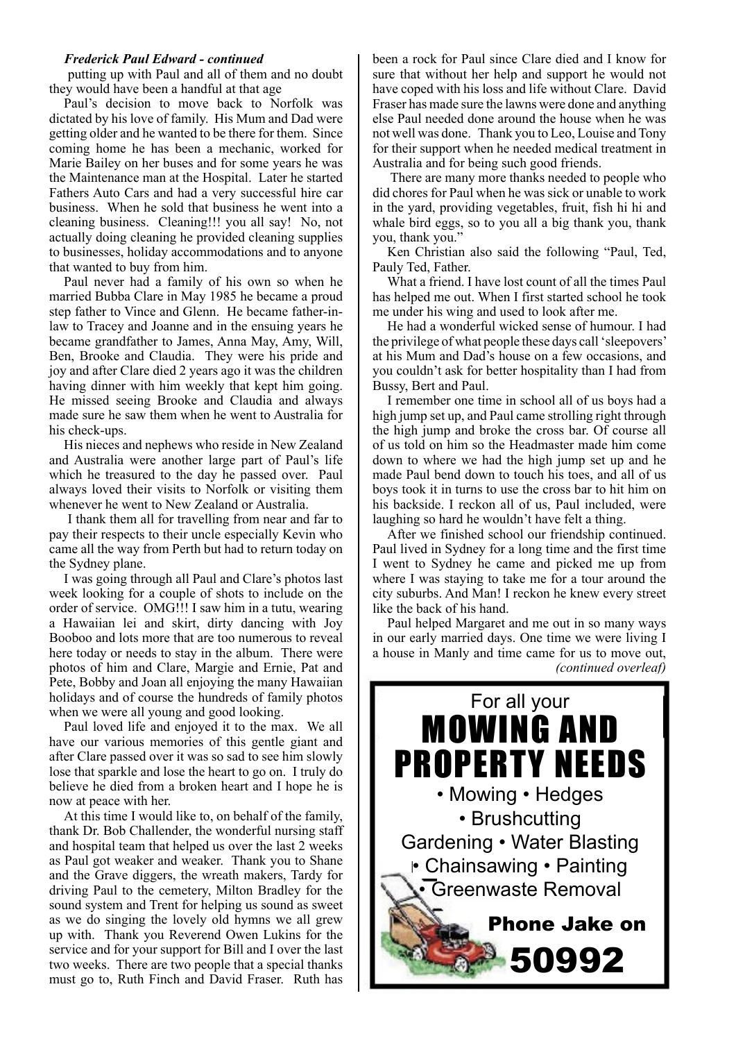***Frederick Paul Edward - continued***

putting up with Paul and all of them and no doubt they would have been a handful at that age

Paul's decision to move back to Norfolk was dictated by his love of family. His Mum and Dad were getting older and he wanted to be there for them. Since coming home he has been a mechanic, worked for Marie Bailey on her buses and for some years he was the Maintenance man at the Hospital. Later he started Fathers Auto Cars and had a very successful hire car business. When he sold that business he went into a cleaning business. Cleaning!!! you all say! No, not actually doing cleaning he provided cleaning supplies to businesses, holiday accommodations and to anyone that wanted to buy from him.

Paul never had a family of his own so when he married Bubba Clare in May 1985 he became a proud step father to Vince and Glenn. He became father-in-law to Tracey and Joanne and in the ensuing years he became grandfather to James, Anna May, Amy, Will, Ben, Brooke and Claudia. They were his pride and joy and after Clare died 2 years ago it was the children having dinner with him weekly that kept him going. He missed seeing Brooke and Claudia and always made sure he saw them when he went to Australia for his check-ups.

His nieces and nephews who reside in New Zealand and Australia were another large part of Paul's life which he treasured to the day he passed over. Paul always loved their visits to Norfolk or visiting them whenever he went to New Zealand or Australia.

I thank them all for travelling from near and far to pay their respects to their uncle especially Kevin who came all the way from Perth but had to return today on the Sydney plane.

I was going through all Paul and Clare's photos last week looking for a couple of shots to include on the order of service. OMG!!! I saw him in a tutu, wearing a Hawaiian lei and skirt, dirty dancing with Joy Booboo and lots more that are too numerous to reveal here today or needs to stay in the album. There were photos of him and Clare, Margie and Ernie, Pat and Pete, Bobby and Joan all enjoying the many Hawaiian holidays and of course the hundreds of family photos when we were all young and good looking.

Paul loved life and enjoyed it to the max. We all have our various memories of this gentle giant and after Clare passed over it was so sad to see him slowly lose that sparkle and lose the heart to go on. I truly do believe he died from a broken heart and I hope he is now at peace with her.

At this time I would like to, on behalf of the family, thank Dr. Bob Challender, the wonderful nursing staff and hospital team that helped us over the last 2 weeks as Paul got weaker and weaker. Thank you to Shane and the Grave diggers, the wreath makers, Tardy for driving Paul to the cemetery, Milton Bradley for the sound system and Trent for helping us sound as sweet as we do singing the lovely old hymns we all grew up with. Thank you Reverend Owen Lukins for the service and for your support for Bill and I over the last two weeks. There are two people that a special thanks must go to, Ruth Finch and David Fraser. Ruth has been a rock for Paul since Clare died and I know for sure that without her help and support he would not have coped with his loss and life without Clare. David Fraser has made sure the lawns were done and anything else Paul needed done around the house when he was not well was done. Thank you to Leo, Louise and Tony for their support when he needed medical treatment in Australia and for being such good friends.

There are many more thanks needed to people who did chores for Paul when he was sick or unable to work in the yard, providing vegetables, fruit, fish hi hi and whale bird eggs, so to you all a big thank you, thank you, thank you."

Ken Christian also said the following "Paul, Ted, Pauly Ted, Father.

What a friend. I have lost count of all the times Paul has helped me out. When I first started school he took me under his wing and used to look after me.

He had a wonderful wicked sense of humour. I had the privilege of what people these days call 'sleepovers' at his Mum and Dad's house on a few occasions, and you couldn't ask for better hospitality than I had from Bussy, Bert and Paul.

I remember one time in school all of us boys had a high jump set up, and Paul came strolling right through the high jump and broke the cross bar. Of course all of us told on him so the Headmaster made him come down to where we had the high jump set up and he made Paul bend down to touch his toes, and all of us boys took it in turns to use the cross bar to hit him on his backside. I reckon all of us, Paul included, were laughing so hard he wouldn't have felt a thing.

After we finished school our friendship continued. Paul lived in Sydney for a long time and the first time I went to Sydney he came and picked me up from where I was staying to take me for a tour around the city suburbs. And Man! I reckon he knew every street like the back of his hand.

Paul helped Margaret and me out in so many ways in our early married days. One time we were living I a house in Manly and time came for us to move out,

*(continued overleaf)*

For all your

**MOWING AND PROPERTY NEEDS**

• Mowing • Hedges
• Brushcutting
Gardening • Water Blasting
• Chainsawing • Painting
• Greenwaste Removal

**Phone Jake on**

**50992**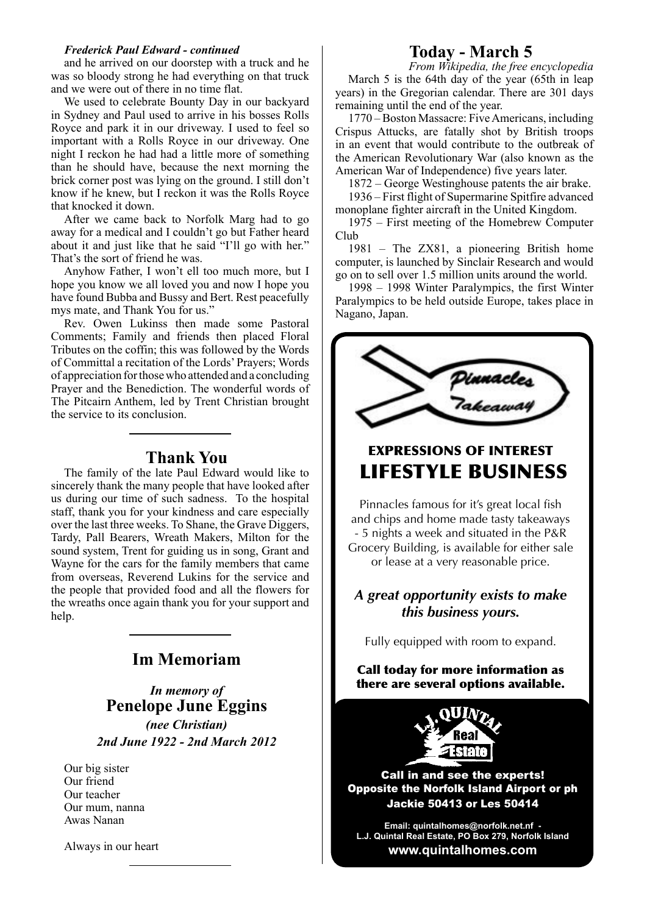***Frederick Paul Edward - continued***

and he arrived on our doorstep with a truck and he was so bloody strong he had everything on that truck and we were out of there in no time flat.

We used to celebrate Bounty Day in our backyard in Sydney and Paul used to arrive in his bosses Rolls Royce and park it in our driveway. I used to feel so important with a Rolls Royce in our driveway. One night I reckon he had had a little more of something than he should have, because the next morning the brick corner post was lying on the ground. I still don't know if he knew, but I reckon it was the Rolls Royce that knocked it down.

After we came back to Norfolk Marg had to go away for a medical and I couldn't go but Father heard about it and just like that he said "I'll go with her." That's the sort of friend he was.

Anyhow Father, I won't ell too much more, but I hope you know we all loved you and now I hope you have found Bubba and Bussy and Bert. Rest peacefully mys mate, and Thank You for us."

Rev. Owen Lukinss then made some Pastoral Comments; Family and friends then placed Floral Tributes on the coffin; this was followed by the Words of Committal a recitation of the Lords' Prayers; Words of appreciation for those who attended and a concluding Prayer and the Benediction. The wonderful words of The Pitcairn Anthem, led by Trent Christian brought the service to its conclusion.

## Thank You

The family of the late Paul Edward would like to sincerely thank the many people that have looked after us during our time of such sadness. To the hospital staff, thank you for your kindness and care especially over the last three weeks. To Shane, the Grave Diggers, Tardy, Pall Bearers, Wreath Makers, Milton for the sound system, Trent for guiding us in song, Grant and Wayne for the cars for the family members that came from overseas, Reverend Lukins for the service and the people that provided food and all the flowers for the wreaths once again thank you for your support and help.

## Im Memoriam

*In memory of*
**Penelope June Eggins**
*(nee Christian)*
*2nd June 1922 - 2nd March 2012*

Our big sister
Our friend
Our teacher
Our mum, nanna
Awas Nanan

Always in our heart

## Today - March 5

*From Wikipedia, the free encyclopedia*

March 5 is the 64th day of the year (65th in leap years) in the Gregorian calendar. There are 301 days remaining until the end of the year.

1770 – Boston Massacre: Five Americans, including Crispus Attucks, are fatally shot by British troops in an event that would contribute to the outbreak of the American Revolutionary War (also known as the American War of Independence) five years later.

1872 – George Westinghouse patents the air brake.

1936 – First flight of Supermarine Spitfire advanced monoplane fighter aircraft in the United Kingdom.

1975 – First meeting of the Homebrew Computer Club

1981 – The ZX81, a pioneering British home computer, is launched by Sinclair Research and would go on to sell over 1.5 million units around the world.

1998 – 1998 Winter Paralympics, the first Winter Paralympics to be held outside Europe, takes place in Nagano, Japan.

Pinnacles Takeaway

**EXPRESSIONS OF INTEREST**

**LIFESTYLE BUSINESS**

Pinnacles famous for it's great local fish and chips and home made tasty takeaways - 5 nights a week and situated in the P&R Grocery Building, is available for either sale or lease at a very reasonable price.

***A great opportunity exists to make this business yours.***

Fully equipped with room to expand.

**Call today for more information as there are several options available.**

L.J. QUINTAL Real Estate

**Call in and see the experts!**
**Opposite the Norfolk Island Airport or ph Jackie 50413 or Les 50414**

**Email: quintalhomes@norfolk.net.nf - L.J. Quintal Real Estate, PO Box 279, Norfolk Island**
**www.quintalhomes.com**